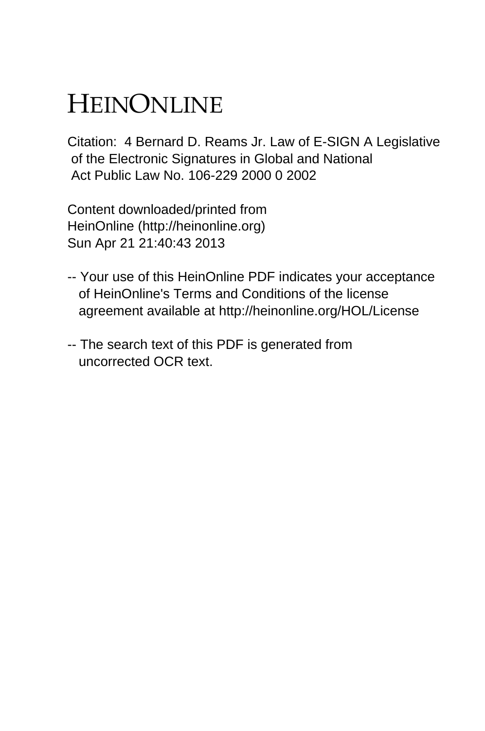# HEINONLINE

Citation: 4 Bernard D. Reams Jr. Law of E-SIGN A Legislative of the Electronic Signatures in Global and National Act Public Law No. 106-229 2000 0 2002

Content downloaded/printed from HeinOnline (http://heinonline.org) Sun Apr 21 21:40:43 2013

-- Your use of this HeinOnline PDF indicates your acceptance of HeinOnline's Terms and Conditions of the license agreement available at http://heinonline.org/HOL/License

-- The search text of this PDF is generated from uncorrected OCR text.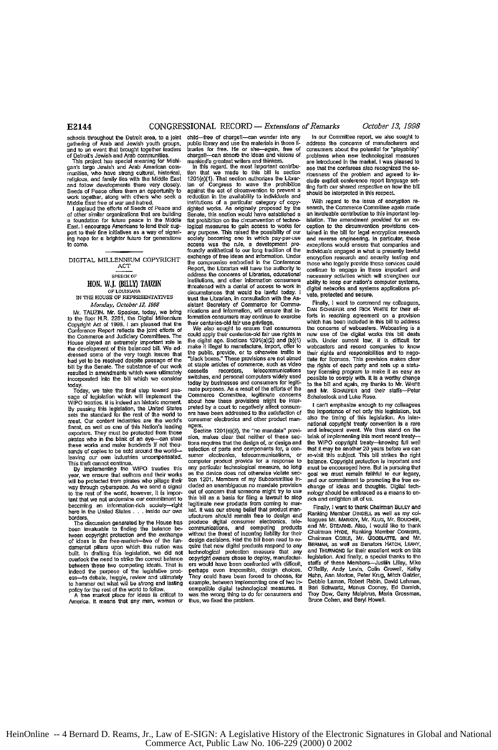schools throughout the Detroit area, to a joint gathering of Arab and Jewish youth groups, and to an event that brought together leaders of Detroit's Jewish and Arab communities.

This project has special meaning for Michigan's large Jewish and Arab American communities, who have strong cultural, historical, religious, and family ties with the Middle East and follow developments there very closely. Seeds of Peace offers them an opportunity to work together, along with others who seek a Middle East free of war and hatred.

I applaud the efforts of Seeds of Peace and of other similar organizations that are building a foundation for future peace in the Middle East. I encourage Americans to lend their support to their fine initiatives as a way of signaling hope for a brighter future for generations to come.

---

## DIGITAL MILLENNIUM COPYRIGHT ACT

SPEECH OF

**HON. W.J. (BILLY) TAUZIN**

OF LOUISIANA

IN THE HOUSE OF REPRESENTATIVES

*Monday, October 12, 1998*

Mr. TAUZIN. Mr. Speaker, today, we bring to the floor H.R. 2281, the Digital Millennium Copyright Act of 1998. I am pleased that the Conference Report reflects the joint efforts of the Commerce and Judiciary Committees. The House played an extremely important role in the development of this balanced bill. We addressed some of the very tough issues that had yet to be resolved despite passage of the bill by the Senate. The substance of our work resulted in amendments which were ultimately incorporated into the bill which we consider today.

Today, we take the final step toward passage of legislation which will implement the WIPO treaties. It is indeed an historic moment. By passing this legislation, the United States sets the standard for the rest of the world to meet. Our content industries are the world's finest, as well as one of this Nation's leading exporters. They must be protected from those pirates who in the blink of an eye—can steal these works and make hundreds if not thousands of copies to be sold around the world—leaving our own industries uncompensated. This theft cannot continue.

By implementing the WIPO treaties this year, we ensure that authors and their works will be protected from pirates who pillage their way through cyberspace. As we send a signal to the rest of the world, however, it is important that we not undermine our commitment to becoming an information-rich society—right here in the United States . . . inside our own borders.

The discussion generated by the House has been invaluable to finding the balance between copyright protection and the exchange of ideas in the free-market—two of the fundamental pillars upon which this nation was built. In drafting this legislation, we did not overlook the need to strike the correct balance between these two competing ideals. That is indeed the purpose of the legislative process—to debate, haggle, review and ultimately to hammer out what will be strong and lasting policy for the rest of the world to follow.

A free market place for ideas is critical to America. It means that any man, woman or child—free of charge!—can wander into any public library and use the materials in those libraries for free. He or she—again, free of charge!—can absorb the ideas and visions of mankind's greatest writers and thinkers.

In this regard, the most important contribution that we made to this bill is section 1201(a)(1). That section authorizes the Librarian of Congress to wave the prohibition against the act of circumvention to prevent a reduction in the availability to individuals and institutions of a particular category of copyrighted works. As originally proposed by the Senate, this section would have established a flat prohibition on the circumvention of technological measures to gain access to works for any purpose. This raised the possibility of our society becoming one in which pay-per-use access was the rule, a development profoundly antithetical to our long tradition of the exchange of free ideas and information. Under the compromise embodied in the Conference Report, the Librarian will have the authority to address the concerns of Libraries, educational institutions, and other information consumers threatened with a denial of access to work in circumstances that would be lawful today. I trust the Librarian, in consultation with the Assistant Secretary of Commerce for Communications and Information, will ensure that information consumers may continue to exercise their centuries-old fair use privilege.

We also sought to ensure that consumers could apply their centuries-old fair use rights in the digital age. Sections 1201(a)(2) and (b)(1) make it illegal to manufacture, import, offer to the public, provide, or to otherwise traffic in "black boxes." These provisions are not aimed at staple articles of commerce, such as video cassette recorders, telecommunications switches, and personal computers widely used today by businesses and consumers for legitimate purposes. As a result of the efforts of the Commerce Committee, legitimate concerns about how these provisions might be interpreted by a court to negatively affect consumers have been addressed to the satisfaction of consumer electronics and other product managers.

Section 1201(c)(3), the "no mandate" provision, makes clear that neither of these sections requires that the design of, or design and selection of parts and components for, a consumer electronics, telecommunications, or computer product provide for a response to any particular technological measure, so long as the device does not otherwise violate section 1201. Members of my Subcommittee included an unambiguous no mandate provision out of concern that someone might try to use this bill as a basis for filing a lawsuit to stop legitimate new products from coming to market. It was our strong belief that product manufacturers should remain free to design and produce digital consumer electronics, telecommunications, and computing products without the threat of incurring liability for their design decisions. Had the bill been read to require that new digital products respond to any technological protection measure that any copyright owners chose to deploy, manufacturers would have been confronted with difficult, perhaps even impossible, design choices. They could have been forced to choose, for example, between implementing one of two incompatible digital technological measures. It was the wrong thing to do for consumers and thus, we fixed the problem.

In our Committee report, we also sought to address the concerns of manufacturers and consumers about the potential for "playability" problems when new technological measures are introduced in the market. I was pleased to see that the conferees also recognized the seriousness of the problem and agreed to include explicit conference report language setting forth our shared respective on how the bill should be interpreted in this respect.

With regard to the issue of encryption research, the Commerce Committee again made an invaluable contribution to this important legislation. The amendment provided for an exception to the circumvention provisions contained in the bill for legal encryption research and reverse engineering. In particular, these exceptions would ensure that companies and individuals engaged in what is presently lawful encryption research and security testing and those who legally provide these services could continue to engage in these important and necessary activities which will strengthen our ability to keep our nation's computer systems, digital networks and systems applications private, protected and secure.

Finally, I want to commend my colleagues, DAN SCHAEFER and RICK WHITE for their efforts in reaching agreement on a provision which has been included in this bill to address the concerns of webcasters. Webcasting is a new use of the digital works this bill deals with. Under current law, it is difficult for webcasters and record companies to know their rights and responsibilities and to negotiate for licenses. This provision makes clear the rights of each party and sets up a statutory licensing program to make it as easy as possible to comply with. This is a worthy change to the bill and again, my thanks to Mr. WHITE and Mr. SCHAEFER and their staffs—Peter Schalestock and Luke Rose.

I can't emphasize enough to my colleagues the importance of not only this legislation, but also the timing of this legislation. An international copyright treaty convention is a rare and infrequent event. We thus stand on the brink of implementing this most recent treaty—the WIPO copyright treaty—knowing full well that it may be another 20 years before we can re-visit this subject. This bill strikes the right balance. Copyright protection is important and must be encouraged here. But in pursuing that goal we must remain faithful to our legacy, and our commitment to promoting the free exchange of ideas and thoughts. Digital technology should be embraced as a means to enrich and enlighten all of us.

Finally, I want to thank Chairman BLILEY and Ranking Member DINGELL as well as my colleagues Mr. MARKEY, Mr. KLUG, Mr. BOUCHER, and Mr. STEARNS. Also, I would like to thank Chairman HYDE, Ranking Member CONYERS, Chairman COBLE, Mr. GOODLATTE, and Mr. BERMAN, as well as Senators HATCH, LEAHY, and THURMOND for their excellent work on this legislation. And finally, a special thanks to the staffs of these Members—Justin Lilley, Mike O'Reilly, Andy Levin, Colin Crowell, Kathy Hahn, Ann Morton, Peter Krug, Mitch Glazier, Debbie Laman, Robert Rabin, David Lehman, Bari Schwartz, Manus Cooney, Ed Damich, Troy Dow, Garry Malphrus, Maria Grossman, Bruce Cohen, and Beryl Howell.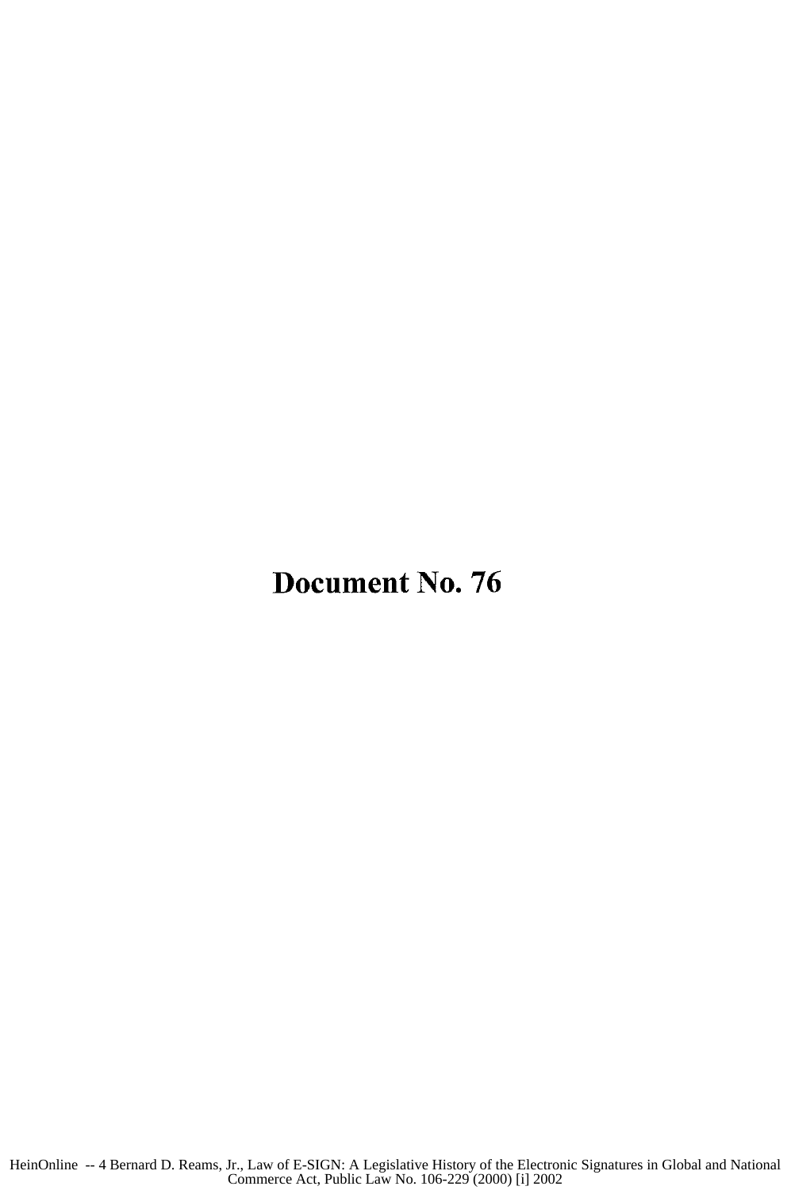# Document No. 76